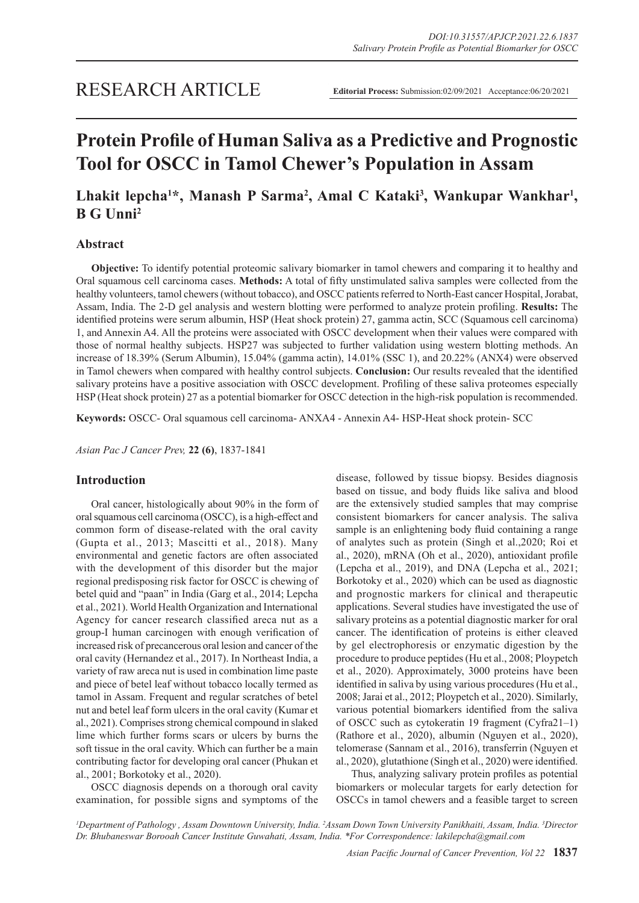# RESEARCH ARTICLE

**Editorial Process:** Submission:02/09/2021 Acceptance:06/20/2021

# Protein Profile of Human Saliva as a Predictive and Prognostic Tool for OSCC in Tamol Chewer's Population in Assam

**Lhakit lepcha[1]*, Manash P Sarma[2], Amal C Kataki[3], Wankupar Wankhar[1], B G Unni[2]**

## Abstract

**Objective:** To identify potential proteomic salivary biomarker in tamol chewers and comparing it to healthy and Oral squamous cell carcinoma cases. **Methods:** A total of fifty unstimulated saliva samples were collected from the healthy volunteers, tamol chewers (without tobacco), and OSCC patients referred to North-East cancer Hospital, Jorabat, Assam, India. The 2-D gel analysis and western blotting were performed to analyze protein profiling. **Results:** The identified proteins were serum albumin, HSP (Heat shock protein) 27, gamma actin, SCC (Squamous cell carcinoma) 1, and Annexin A4. All the proteins were associated with OSCC development when their values were compared with those of normal healthy subjects. HSP27 was subjected to further validation using western blotting methods. An increase of 18.39% (Serum Albumin), 15.04% (gamma actin), 14.01% (SSC 1), and 20.22% (ANX4) were observed in Tamol chewers when compared with healthy control subjects. **Conclusion:** Our results revealed that the identified salivary proteins have a positive association with OSCC development. Profiling of these saliva proteomes especially HSP (Heat shock protein) 27 as a potential biomarker for OSCC detection in the high-risk population is recommended.

**Keywords:** OSCC- Oral squamous cell carcinoma- ANXA4 - Annexin A4- HSP-Heat shock protein- SCC

## Introduction

Oral cancer, histologically about 90% in the form of oral squamous cell carcinoma (OSCC), is a high-effect and common form of disease-related with the oral cavity (Gupta et al., 2013; Mascitti et al., 2018). Many environmental and genetic factors are often associated with the development of this disorder but the major regional predisposing risk factor for OSCC is chewing of betel quid and "paan" in India (Garg et al., 2014; Lepcha et al., 2021). World Health Organization and International Agency for cancer research classified areca nut as a group-I human carcinogen with enough verification of increased risk of precancerous oral lesion and cancer of the oral cavity (Hernandez et al., 2017). In Northeast India, a variety of raw areca nut is used in combination lime paste and piece of betel leaf without tobacco locally termed as tamol in Assam. Frequent and regular scratches of betel nut and betel leaf form ulcers in the oral cavity (Kumar et al., 2021). Comprises strong chemical compound in slaked lime which further forms scars or ulcers by burns the soft tissue in the oral cavity. Which can further be a main contributing factor for developing oral cancer (Phukan et al., 2001; Borkotoky et al., 2020).

OSCC diagnosis depends on a thorough oral cavity examination, for possible signs and symptoms of the disease, followed by tissue biopsy. Besides diagnosis based on tissue, and body fluids like saliva and blood are the extensively studied samples that may comprise consistent biomarkers for cancer analysis. The saliva sample is an enlightening body fluid containing a range of analytes such as protein (Singh et al.,2020; Roi et al., 2020), mRNA (Oh et al., 2020), antioxidant profile (Lepcha et al., 2019), and DNA (Lepcha et al., 2021; Borkotoky et al., 2020) which can be used as diagnostic and prognostic markers for clinical and therapeutic applications. Several studies have investigated the use of salivary proteins as a potential diagnostic marker for oral cancer. The identification of proteins is either cleaved by gel electrophoresis or enzymatic digestion by the procedure to produce peptides (Hu et al., 2008; Ploypetch et al., 2020). Approximately, 3000 proteins have been identified in saliva by using various procedures (Hu et al., 2008; Jarai et al., 2012; Ploypetch et al., 2020). Similarly, various potential biomarkers identified from the saliva of OSCC such as cytokeratin 19 fragment (Cyfra21–1) (Rathore et al., 2020), albumin (Nguyen et al., 2020), telomerase (Sannam et al., 2016), transferrin (Nguyen et al., 2020), glutathione (Singh et al., 2020) were identified.

Thus, analyzing salivary protein profiles as potential biomarkers or molecular targets for early detection for OSCCs in tamol chewers and a feasible target to screen

[1]Department of Pathology , Assam Downtown University, India. [2]Assam Down Town University Panikhaiti, Assam, India. [3]Director Dr. Bhubaneswar Borooah Cancer Institute Guwahati, Assam, India. *For Correspondence: lakilepcha@gmail.com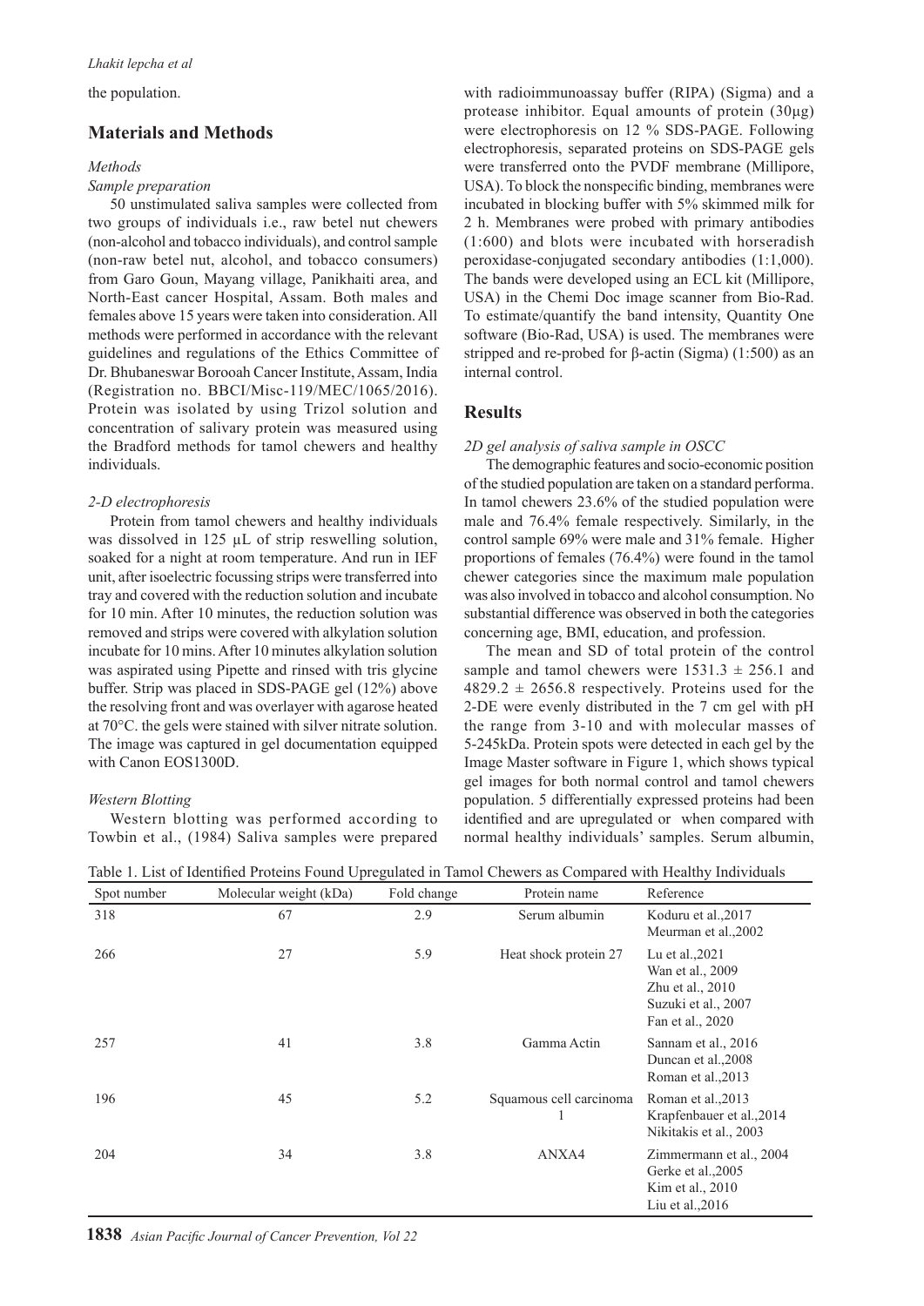the population.

## Materials and Methods

### *Methods*

#### *Sample preparation*

50 unstimulated saliva samples were collected from two groups of individuals i.e., raw betel nut chewers (non-alcohol and tobacco individuals), and control sample (non-raw betel nut, alcohol, and tobacco consumers) from Garo Goun, Mayang village, Panikhaiti area, and North-East cancer Hospital, Assam. Both males and females above 15 years were taken into consideration. All methods were performed in accordance with the relevant guidelines and regulations of the Ethics Committee of Dr. Bhubaneswar Borooah Cancer Institute, Assam, India (Registration no. BBCI/Misc-119/MEC/1065/2016). Protein was isolated by using Trizol solution and concentration of salivary protein was measured using the Bradford methods for tamol chewers and healthy individuals.

#### *2-D electrophoresis*

Protein from tamol chewers and healthy individuals was dissolved in 125 µL of strip reswelling solution, soaked for a night at room temperature. And run in IEF unit, after isoelectric focussing strips were transferred into tray and covered with the reduction solution and incubate for 10 min. After 10 minutes, the reduction solution was removed and strips were covered with alkylation solution incubate for 10 mins. After 10 minutes alkylation solution was aspirated using Pipette and rinsed with tris glycine buffer. Strip was placed in SDS-PAGE gel (12%) above the resolving front and was overlayer with agarose heated at 70°C. the gels were stained with silver nitrate solution. The image was captured in gel documentation equipped with Canon EOS1300D.

#### *Western Blotting*

Western blotting was performed according to Towbin et al., (1984) Saliva samples were prepared with radioimmunoassay buffer (RIPA) (Sigma) and a protease inhibitor. Equal amounts of protein (30µg) were electrophoresis on 12 % SDS-PAGE. Following electrophoresis, separated proteins on SDS-PAGE gels were transferred onto the PVDF membrane (Millipore, USA). To block the nonspecific binding, membranes were incubated in blocking buffer with 5% skimmed milk for 2 h. Membranes were probed with primary antibodies (1:600) and blots were incubated with horseradish peroxidase-conjugated secondary antibodies (1:1,000). The bands were developed using an ECL kit (Millipore, USA) in the Chemi Doc image scanner from Bio-Rad. To estimate/quantify the band intensity, Quantity One software (Bio-Rad, USA) is used. The membranes were stripped and re-probed for β-actin (Sigma) (1:500) as an internal control.

## Results

#### *2D gel analysis of saliva sample in OSCC*

The demographic features and socio-economic position of the studied population are taken on a standard performa. In tamol chewers 23.6% of the studied population were male and 76.4% female respectively. Similarly, in the control sample 69% were male and 31% female. Higher proportions of females (76.4%) were found in the tamol chewer categories since the maximum male population was also involved in tobacco and alcohol consumption. No substantial difference was observed in both the categories concerning age, BMI, education, and profession.

The mean and SD of total protein of the control sample and tamol chewers were $1531.3 \pm 256.1$ and $4829.2 \pm 2656.8$ respectively. Proteins used for the 2-DE were evenly distributed in the 7 cm gel with pH the range from 3-10 and with molecular masses of 5-245kDa. Protein spots were detected in each gel by the Image Master software in Figure 1, which shows typical gel images for both normal control and tamol chewers population. 5 differentially expressed proteins had been identified and are upregulated or when compared with normal healthy individuals' samples. Serum albumin,

Table 1. List of Identified Proteins Found Upregulated in Tamol Chewers as Compared with Healthy Individuals

| Spot number | Molecular weight (kDa) | Fold change | Protein name | Reference |
|---|---|---|---|---|
| 318 | 67 | 2.9 | Serum albumin | Koduru et al.,2017<br>Meurman et al.,2002 |
| 266 | 27 | 5.9 | Heat shock protein 27 | Lu et al.,2021<br>Wan et al., 2009<br>Zhu et al., 2010<br>Suzuki et al., 2007<br>Fan et al., 2020 |
| 257 | 41 | 3.8 | Gamma Actin | Sannam et al., 2016<br>Duncan et al.,2008<br>Roman et al.,2013 |
| 196 | 45 | 5.2 | Squamous cell carcinoma 1 | Roman et al.,2013<br>Krapfenbauer et al.,2014<br>Nikitakis et al., 2003 |
| 204 | 34 | 3.8 | ANXA4 | Zimmermann et al., 2004<br>Gerke et al.,2005<br>Kim et al., 2010<br>Liu et al.,2016 |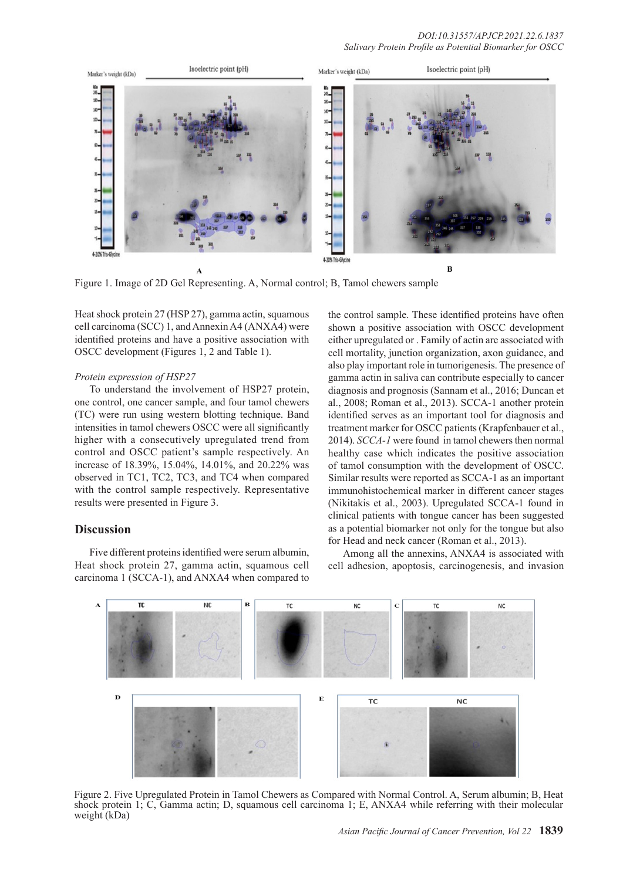Figure 1. Image of 2D Gel Representing. A, Normal control; B, Tamol chewers sample

Heat shock protein 27 (HSP 27), gamma actin, squamous cell carcinoma (SCC) 1, and Annexin A4 (ANXA4) were identified proteins and have a positive association with OSCC development (Figures 1, 2 and Table 1).

*Protein expression of HSP27*

To understand the involvement of HSP27 protein, one control, one cancer sample, and four tamol chewers (TC) were run using western blotting technique. Band intensities in tamol chewers OSCC were all significantly higher with a consecutively upregulated trend from control and OSCC patient's sample respectively. An increase of 18.39%, 15.04%, 14.01%, and 20.22% was observed in TC1, TC2, TC3, and TC4 when compared with the control sample respectively. Representative results were presented in Figure 3.

## Discussion

Five different proteins identified were serum albumin, Heat shock protein 27, gamma actin, squamous cell carcinoma 1 (SCCA-1), and ANXA4 when compared to the control sample. These identified proteins have often shown a positive association with OSCC development either upregulated or . Family of actin are associated with cell mortality, junction organization, axon guidance, and also play important role in tumorigenesis. The presence of gamma actin in saliva can contribute especially to cancer diagnosis and prognosis (Sannam et al., 2016; Duncan et al., 2008; Roman et al., 2013). SCCA-1 another protein identified serves as an important tool for diagnosis and treatment marker for OSCC patients (Krapfenbauer et al., 2014). *SCCA-1* were found in tamol chewers then normal healthy case which indicates the positive association of tamol consumption with the development of OSCC. Similar results were reported as SCCA-1 as an important immunohistochemical marker in different cancer stages (Nikitakis et al., 2003). Upregulated SCCA-1 found in clinical patients with tongue cancer has been suggested as a potential biomarker not only for the tongue but also for Head and neck cancer (Roman et al., 2013).

Among all the annexins, ANXA4 is associated with cell adhesion, apoptosis, carcinogenesis, and invasion

Figure 2. Five Upregulated Protein in Tamol Chewers as Compared with Normal Control. A, Serum albumin; B, Heat shock protein 1; C, Gamma actin; D, squamous cell carcinoma 1; E, ANXA4 while referring with their molecular weight (kDa)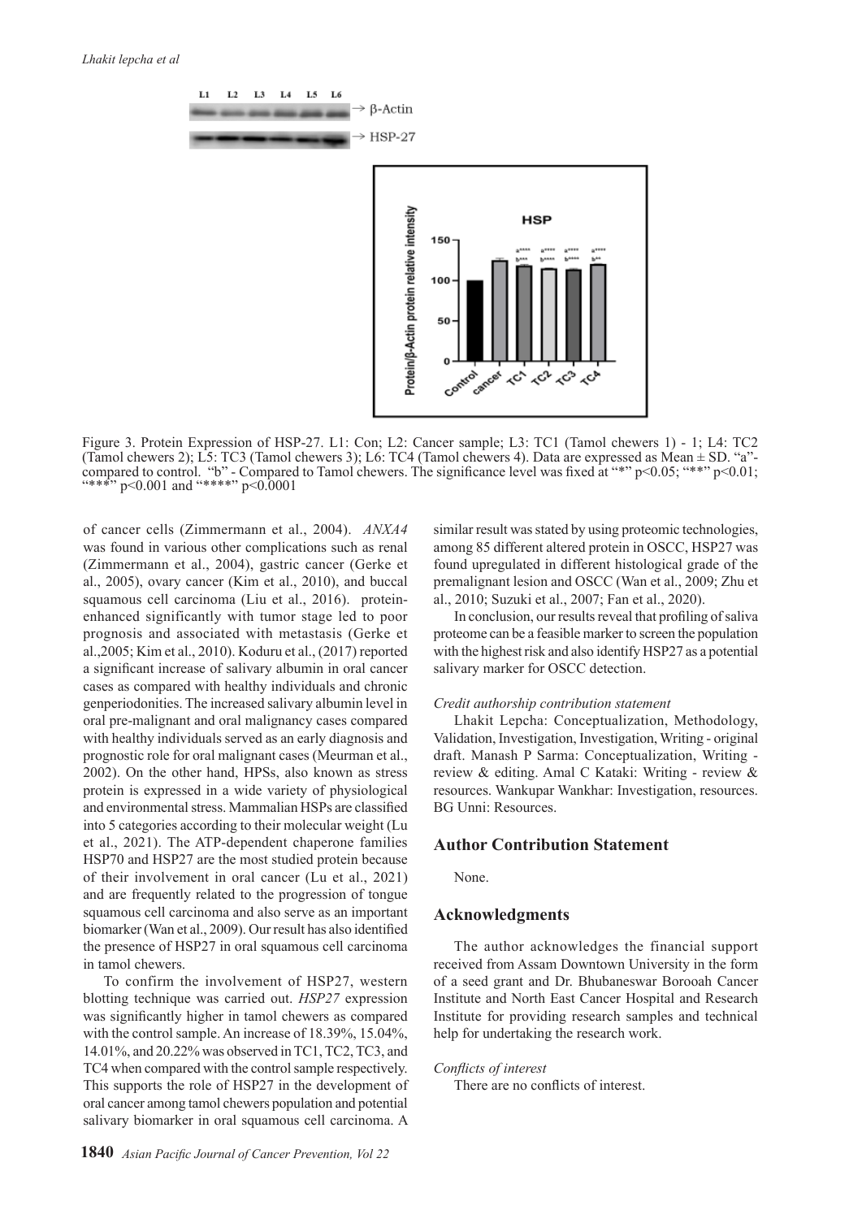Figure 3. Protein Expression of HSP-27. L1: Con; L2: Cancer sample; L3: TC1 (Tamol chewers 1) - 1; L4: TC2 (Tamol chewers 2); L5: TC3 (Tamol chewers 3); L6: TC4 (Tamol chewers 4). Data are expressed as Mean ± SD. "a"- compared to control. "b" - Compared to Tamol chewers. The significance level was fixed at "*" p<0.05; "**" p<0.01; "***" p<0.001 and "****" p<0.0001

of cancer cells (Zimmermann et al., 2004). *ANXA4* was found in various other complications such as renal (Zimmermann et al., 2004), gastric cancer (Gerke et al., 2005), ovary cancer (Kim et al., 2010), and buccal squamous cell carcinoma (Liu et al., 2016). protein-enhanced significantly with tumor stage led to poor prognosis and associated with metastasis (Gerke et al.,2005; Kim et al., 2010). Koduru et al., (2017) reported a significant increase of salivary albumin in oral cancer cases as compared with healthy individuals and chronic genperiodonities. The increased salivary albumin level in oral pre-malignant and oral malignancy cases compared with healthy individuals served as an early diagnosis and prognostic role for oral malignant cases (Meurman et al., 2002). On the other hand, HPSs, also known as stress protein is expressed in a wide variety of physiological and environmental stress. Mammalian HSPs are classified into 5 categories according to their molecular weight (Lu et al., 2021). The ATP-dependent chaperone families HSP70 and HSP27 are the most studied protein because of their involvement in oral cancer (Lu et al., 2021) and are frequently related to the progression of tongue squamous cell carcinoma and also serve as an important biomarker (Wan et al., 2009). Our result has also identified the presence of HSP27 in oral squamous cell carcinoma in tamol chewers.

To confirm the involvement of HSP27, western blotting technique was carried out. *HSP27* expression was significantly higher in tamol chewers as compared with the control sample. An increase of 18.39%, 15.04%, 14.01%, and 20.22% was observed in TC1, TC2, TC3, and TC4 when compared with the control sample respectively. This supports the role of HSP27 in the development of oral cancer among tamol chewers population and potential salivary biomarker in oral squamous cell carcinoma. A similar result was stated by using proteomic technologies, among 85 different altered protein in OSCC, HSP27 was found upregulated in different histological grade of the premalignant lesion and OSCC (Wan et al., 2009; Zhu et al., 2010; Suzuki et al., 2007; Fan et al., 2020).

In conclusion, our results reveal that profiling of saliva proteome can be a feasible marker to screen the population with the highest risk and also identify HSP27 as a potential salivary marker for OSCC detection.

*Credit authorship contribution statement*

Lhakit Lepcha: Conceptualization, Methodology, Validation, Investigation, Investigation, Writing - original draft. Manash P Sarma: Conceptualization, Writing - review & editing. Amal C Kataki: Writing - review & resources. Wankupar Wankhar: Investigation, resources. BG Unni: Resources.

## Author Contribution Statement

None.

## Acknowledgments

The author acknowledges the financial support received from Assam Downtown University in the form of a seed grant and Dr. Bhubaneswar Borooah Cancer Institute and North East Cancer Hospital and Research Institute for providing research samples and technical help for undertaking the research work.

*Conflicts of interest*

There are no conflicts of interest.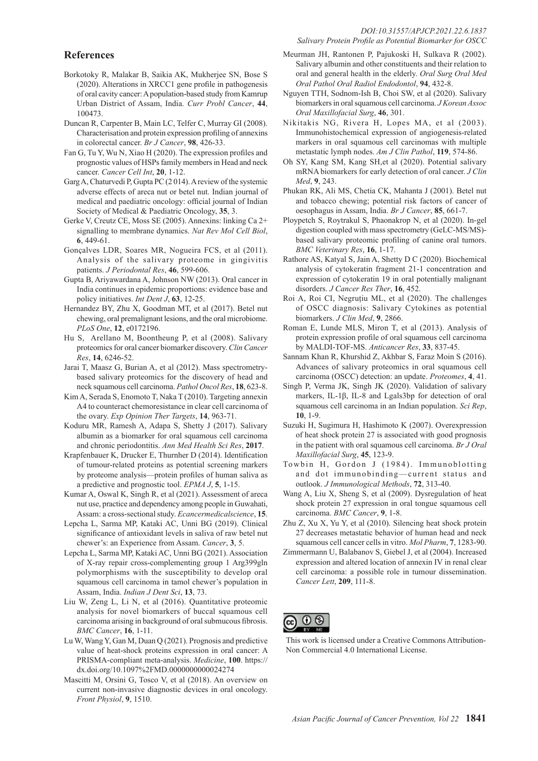## References

Borkotoky R, Malakar B, Saikia AK, Mukherjee SN, Bose S (2020). Alterations in XRCC1 gene profile in pathogenesis of oral cavity cancer: A population-based study from Kamrup Urban District of Assam, India. *Curr Probl Cancer*, **44**, 100473.

Duncan R, Carpenter B, Main LC, Telfer C, Murray GI (2008). Characterisation and protein expression profiling of annexins in colorectal cancer. *Br J Cancer*, **98**, 426-33.

Fan G, Tu Y, Wu N, Xiao H (2020). The expression profiles and prognostic values of HSPs family members in Head and neck cancer. *Cancer Cell Int*, **20**, 1-12.

Garg A, Chaturvedi P, Gupta PC (2 014). A review of the systemic adverse effects of areca nut or betel nut. Indian journal of medical and paediatric oncology: official journal of Indian Society of Medical & Paediatric Oncology, **35**, 3.

Gerke V, Creutz CE, Moss SE (2005). Annexins: linking Ca 2+ signalling to membrane dynamics. *Nat Rev Mol Cell Biol*, **6**, 449-61.

Gonçalves LDR, Soares MR, Nogueira FCS, et al (2011). Analysis of the salivary proteome in gingivitis patients. *J Periodontal Res*, **46**, 599-606.

Gupta B, Ariyawardana A, Johnson NW (2013). Oral cancer in India continues in epidemic proportions: evidence base and policy initiatives. *Int Dent J*, **63**, 12-25.

Hernandez BY, Zhu X, Goodman MT, et al (2017). Betel nut chewing, oral premalignant lesions, and the oral microbiome. *PLoS One*, **12**, e0172196.

Hu S, Arellano M, Boontheung P, et al (2008). Salivary proteomics for oral cancer biomarker discovery. *Clin Cancer Res*, **14**, 6246-52.

Jarai T, Maasz G, Burian A, et al (2012). Mass spectrometry-based salivary proteomics for the discovery of head and neck squamous cell carcinoma. *Pathol Oncol Res*, **18**, 623-8.

Kim A, Serada S, Enomoto T, Naka T (2010). Targeting annexin A4 to counteract chemoresistance in clear cell carcinoma of the ovary. *Exp Opinion Ther Targets*, **14**, 963-71.

Koduru MR, Ramesh A, Adapa S, Shetty J (2017). Salivary albumin as a biomarker for oral squamous cell carcinoma and chronic periodontitis. *Ann Med Health Sci Res*, **2017**.

Krapfenbauer K, Drucker E, Thurnher D (2014). Identification of tumour-related proteins as potential screening markers by proteome analysis—protein profiles of human saliva as a predictive and prognostic tool. *EPMA J*, **5**, 1-15.

Kumar A, Oswal K, Singh R, et al (2021). Assessment of areca nut use, practice and dependency among people in Guwahati, Assam: a cross-sectional study. *Ecancermedicalscience*, **15**.

Lepcha L, Sarma MP, Kataki AC, Unni BG (2019). Clinical significance of antioxidant levels in saliva of raw betel nut chewer's: an Experience from Assam. *Cancer*, **3**, 5.

Lepcha L, Sarma MP, Kataki AC, Unni BG (2021). Association of X-ray repair cross-complementing group 1 Arg399gln polymorphisms with the susceptibility to develop oral squamous cell carcinoma in tamol chewer's population in Assam, India. *Indian J Dent Sci*, **13**, 73.

Liu W, Zeng L, Li N, et al (2016). Quantitative proteomic analysis for novel biomarkers of buccal squamous cell carcinoma arising in background of oral submucous fibrosis. *BMC Cancer*, **16**, 1-11.

Lu W, Wang Y, Gan M, Duan Q (2021). Prognosis and predictive value of heat-shock proteins expression in oral cancer: A PRISMA-compliant meta-analysis. *Medicine*, **100**. https://dx.doi.org/10.1097%2FMD.0000000000024274

Mascitti M, Orsini G, Tosco V, et al (2018). An overview on current non-invasive diagnostic devices in oral oncology. *Front Physiol*, **9**, 1510.

Meurman JH, Rantonen P, Pajukoski H, Sulkava R (2002). Salivary albumin and other constituents and their relation to oral and general health in the elderly. *Oral Surg Oral Med Oral Pathol Oral Radiol Endodontol*, **94**, 432-8.

Nguyen TTH, Sodnom-Ish B, Choi SW, et al (2020). Salivary biomarkers in oral squamous cell carcinoma. *J Korean Assoc Oral Maxillofacial Surg*, **46**, 301.

Nikitakis NG, Rivera H, Lopes MA, et al (2003). Immunohistochemical expression of angiogenesis-related markers in oral squamous cell carcinomas with multiple metastatic lymph nodes. *Am J Clin Pathol*, **119**, 574-86.

Oh SY, Kang SM, Kang SH,et al (2020). Potential salivary mRNA biomarkers for early detection of oral cancer. *J Clin Med*, **9**, 243.

Phukan RK, Ali MS, Chetia CK, Mahanta J (2001). Betel nut and tobacco chewing; potential risk factors of cancer of oesophagus in Assam, India. *Br J Cancer*, **85**, 661-7.

Ploypetch S, Roytrakul S, Phaonakrop N, et al (2020). In-gel digestion coupled with mass spectrometry (GeLC-MS/MS)-based salivary proteomic profiling of canine oral tumors. *BMC Veterinary Res*, **16**, 1-17.

Rathore AS, Katyal S, Jain A, Shetty D C (2020). Biochemical analysis of cytokeratin fragment 21-1 concentration and expression of cytokeratin 19 in oral potentially malignant disorders. *J Cancer Res Ther*, **16**, 452.

Roi A, Roi CI, Negruțiu ML, et al (2020). The challenges of OSCC diagnosis: Salivary Cytokines as potential biomarkers. *J Clin Med*, **9**, 2866.

Roman E, Lunde MLS, Miron T, et al (2013). Analysis of protein expression profile of oral squamous cell carcinoma by MALDI-TOF-MS. *Anticancer Res*, **33**, 837-45.

Sannam Khan R, Khurshid Z, Akhbar S, Faraz Moin S (2016). Advances of salivary proteomics in oral squamous cell carcinoma (OSCC) detection: an update. *Proteomes*, **4**, 41.

Singh P, Verma JK, Singh JK (2020). Validation of salivary markers, IL-1β, IL-8 and Lgals3bp for detection of oral squamous cell carcinoma in an Indian population. *Sci Rep*, **10**, 1-9.

Suzuki H, Sugimura H, Hashimoto K (2007). Overexpression of heat shock protein 27 is associated with good prognosis in the patient with oral squamous cell carcinoma. *Br J Oral Maxillofacial Surg*, **45**, 123-9.

Towbin H, Gordon J (1984). Immunoblotting and dot immunobinding—current status and outlook. *J Immunological Methods*, **72**, 313-40.

Wang A, Liu X, Sheng S, et al (2009). Dysregulation of heat shock protein 27 expression in oral tongue squamous cell carcinoma. *BMC Cancer*, **9**, 1-8.

Zhu Z, Xu X, Yu Y, et al (2010). Silencing heat shock protein 27 decreases metastatic behavior of human head and neck squamous cell cancer cells in vitro. *Mol Pharm*, **7**, 1283-90.

Zimmermann U, Balabanov S, Giebel J, et al (2004). Increased expression and altered location of annexin IV in renal clear cell carcinoma: a possible role in tumour dissemination. *Cancer Lett*, **209**, 111-8.

This work is licensed under a Creative Commons Attribution-Non Commercial 4.0 International License.